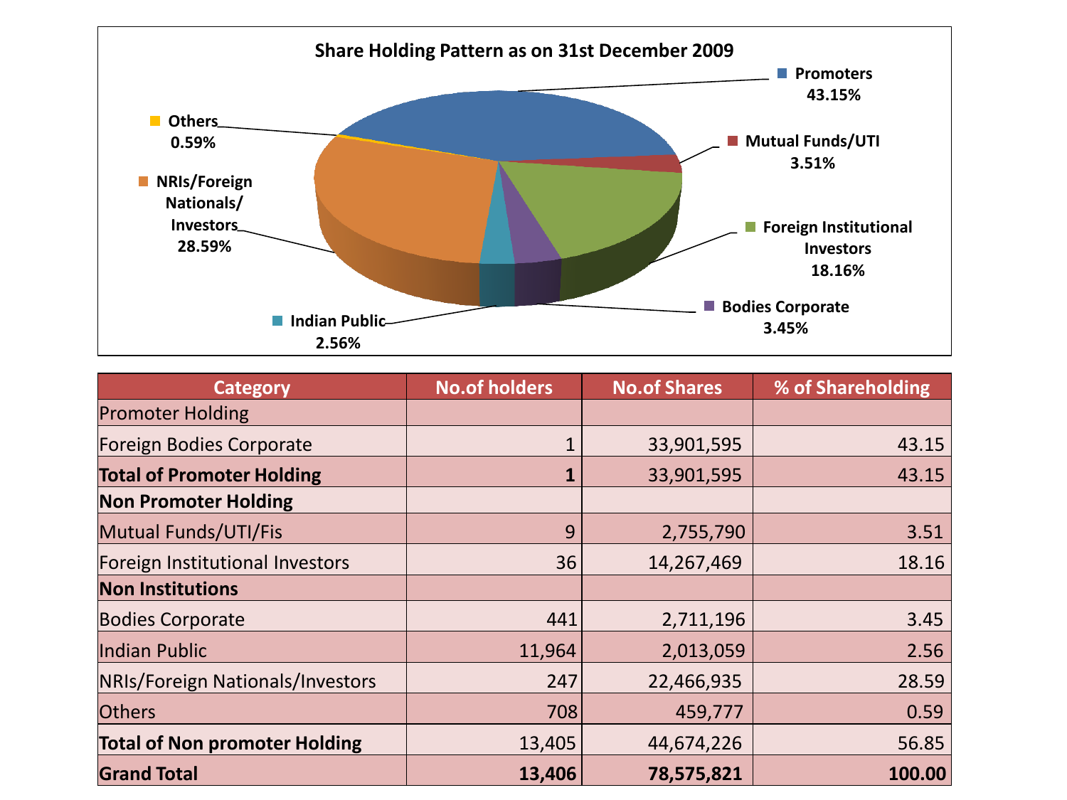## Share Holding Pattern as on 31st December 2009

- Promoters 43.15%
- Mutual Funds/UTI 3.51%
- Foreign Institutional Investors 18.16%
- Bodies Corporate 3.45%
- Indian Public 2.56%
- NRIs/Foreign Nationals/ Investors 28.59%
- Others 0.59%

| Category | No.of holders | No.of Shares | % of Shareholding |
|---|---|---|---|
| Promoter Holding | | | |
| Foreign Bodies Corporate | 1 | 33,901,595 | 43.15 |
| **Total of Promoter Holding** | **1** | 33,901,595 | 43.15 |
| **Non Promoter Holding** | | | |
| Mutual Funds/UTI/Fis | 9 | 2,755,790 | 3.51 |
| Foreign Institutional Investors | 36 | 14,267,469 | 18.16 |
| **Non Institutions** | | | |
| Bodies Corporate | 441 | 2,711,196 | 3.45 |
| Indian Public | 11,964 | 2,013,059 | 2.56 |
| NRIs/Foreign Nationals/Investors | 247 | 22,466,935 | 28.59 |
| Others | 708 | 459,777 | 0.59 |
| **Total of Non promoter Holding** | 13,405 | 44,674,226 | 56.85 |
| **Grand Total** | **13,406** | **78,575,821** | **100.00** |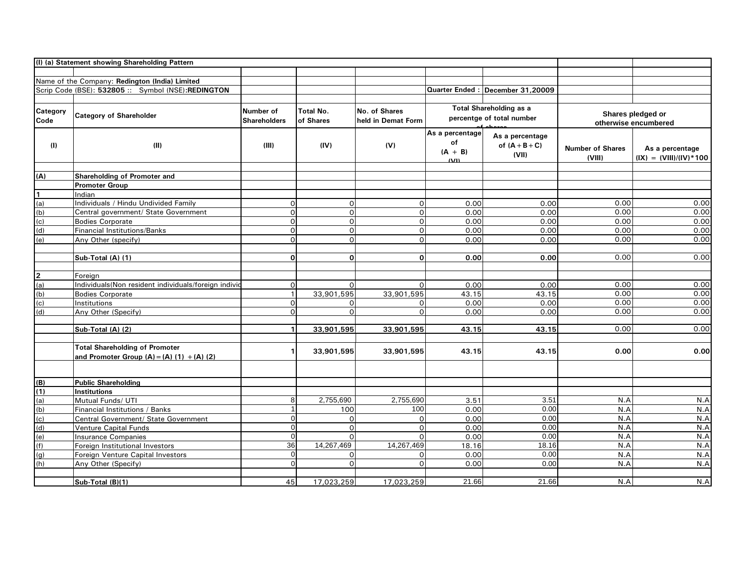**(I) (a) Statement showing Shareholding Pattern**

Name of the Company: **Redington (India) Limited**

Scrip Code (BSE): **532805** :: Symbol (NSE):**REDINGTON**

Quarter Ended : **December 31,20009**

| Category Code | Category of Shareholder | Number of Shareholders | Total No. of Shares | No. of Shares held in Demat Form | Total Shareholding as a percentge of total number of shares | | Shares pledged or otherwise encumbered | |
|---|---|---|---|---|---|---|---|---|
| | | | | | As a percentage of (A + B) | As a percentage of (A+B+C) | Number of Shares | As a percentage |
| (I) | (II) | (III) | (IV) | (V) | (VI) | (VII) | (VIII) | (IX) = (VIII)/(IV)*100 |
| **(A)** | **Shareholding of Promoter and Promoter Group** | | | | | | | |
| **1** | Indian | | | | | | | |
| (a) | Individuals / Hindu Undivided Family | 0 | 0 | 0 | 0.00 | 0.00 | 0.00 | 0.00 |
| (b) | Central government/ State Government | 0 | 0 | 0 | 0.00 | 0.00 | 0.00 | 0.00 |
| (c) | Bodies Corporate | 0 | 0 | 0 | 0.00 | 0.00 | 0.00 | 0.00 |
| (d) | Financial Institutions/Banks | 0 | 0 | 0 | 0.00 | 0.00 | 0.00 | 0.00 |
| (e) | Any Other (specify) | 0 | 0 | 0 | 0.00 | 0.00 | 0.00 | 0.00 |
| | **Sub-Total (A) (1)** | **0** | **0** | **0** | **0.00** | **0.00** | 0.00 | 0.00 |
| **2** | Foreign | | | | | | | |
| (a) | Individuals(Non resident individuals/foreign individ | 0 | 0 | 0 | 0.00 | 0.00 | 0.00 | 0.00 |
| (b) | Bodies Corporate | 1 | 33,901,595 | 33,901,595 | 43.15 | 43.15 | 0.00 | 0.00 |
| (c) | Institutions | 0 | 0 | 0 | 0.00 | 0.00 | 0.00 | 0.00 |
| (d) | Any Other (Specify) | 0 | 0 | 0 | 0.00 | 0.00 | 0.00 | 0.00 |
| | **Sub-Total (A) (2)** | **1** | **33,901,595** | **33,901,595** | **43.15** | **43.15** | 0.00 | 0.00 |
| | **Total Shareholding of Promoter and Promoter Group (A)=(A) (1) +(A) (2)** | **1** | **33,901,595** | **33,901,595** | **43.15** | **43.15** | **0.00** | **0.00** |
| **(B)** | **Public Shareholding** | | | | | | | |
| **(1)** | **Institutions** | | | | | | | |
| (a) | Mutual Funds/ UTI | 8 | 2,755,690 | 2,755,690 | 3.51 | 3.51 | N.A | N.A |
| (b) | Financial Institutions / Banks | 1 | 100 | 100 | 0.00 | 0.00 | N.A | N.A |
| (c) | Central Government/ State Government | 0 | 0 | 0 | 0.00 | 0.00 | N.A | N.A |
| (d) | Venture Capital Funds | 0 | 0 | 0 | 0.00 | 0.00 | N.A | N.A |
| (e) | Insurance Companies | 0 | 0 | 0 | 0.00 | 0.00 | N.A | N.A |
| (f) | Foreign Institutional Investors | 36 | 14,267,469 | 14,267,469 | 18.16 | 18.16 | N.A | N.A |
| (g) | Foreign Venture Capital Investors | 0 | 0 | 0 | 0.00 | 0.00 | N.A | N.A |
| (h) | Any Other (Specify) | 0 | 0 | 0 | 0.00 | 0.00 | N.A | N.A |
| | **Sub-Total (B)(1)** | 45 | 17,023,259 | 17,023,259 | 21.66 | 21.66 | N.A | N.A |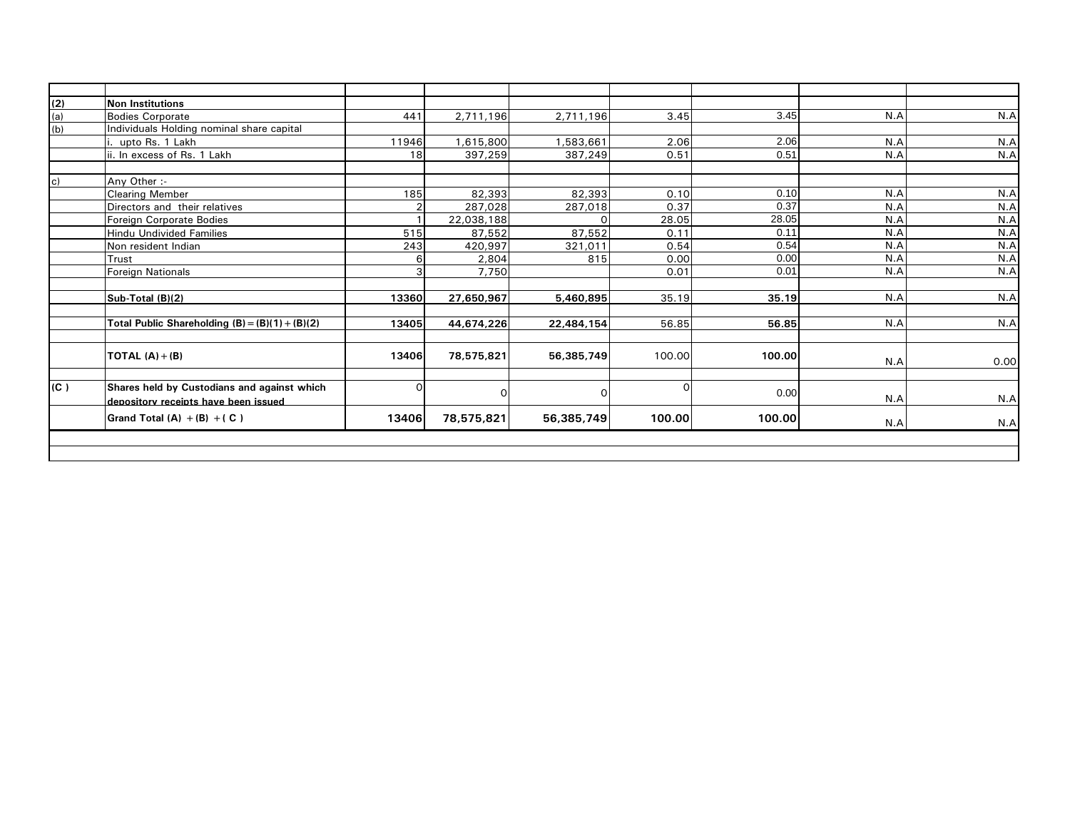| | | | | | | | | |
|---|---|---|---|---|---|---|---|---|
| **(2)** | **Non Institutions** | | | | | | | |
| (a) | Bodies Corporate | 441 | 2,711,196 | 2,711,196 | 3.45 | 3.45 | N.A | N.A |
| (b) | Individuals Holding nominal share capital | | | | | | | |
| | i. upto Rs. 1 Lakh | 11946 | 1,615,800 | 1,583,661 | 2.06 | 2.06 | N.A | N.A |
| | ii. In excess of Rs. 1 Lakh | 18 | 397,259 | 387,249 | 0.51 | 0.51 | N.A | N.A |
| | | | | | | | | |
| c) | Any Other :- | | | | | | | |
| | Clearing Member | 185 | 82,393 | 82,393 | 0.10 | 0.10 | N.A | N.A |
| | Directors and their relatives | 2 | 287,028 | 287,018 | 0.37 | 0.37 | N.A | N.A |
| | Foreign Corporate Bodies | 1 | 22,038,188 | 0 | 28.05 | 28.05 | N.A | N.A |
| | Hindu Undivided Families | 515 | 87,552 | 87,552 | 0.11 | 0.11 | N.A | N.A |
| | Non resident Indian | 243 | 420,997 | 321,011 | 0.54 | 0.54 | N.A | N.A |
| | Trust | 6 | 2,804 | 815 | 0.00 | 0.00 | N.A | N.A |
| | Foreign Nationals | 3 | 7,750 | | 0.01 | 0.01 | N.A | N.A |
| | | | | | | | | |
| | **Sub-Total (B)(2)** | **13360** | **27,650,967** | **5,460,895** | 35.19 | **35.19** | N.A | N.A |
| | | | | | | | | |
| | **Total Public Shareholding (B)=(B)(1)+(B)(2)** | **13405** | **44,674,226** | **22,484,154** | 56.85 | **56.85** | N.A | N.A |
| | | | | | | | | |
| | **TOTAL (A)+(B)** | **13406** | **78,575,821** | **56,385,749** | 100.00 | **100.00** | N.A | 0.00 |
| | | | | | | | | |
| **(C )** | **Shares held by Custodians and against which depository receipts have been issued** | 0 | 0 | 0 | 0 | 0.00 | N.A | N.A |
| | **Grand Total (A) +(B) +( C )** | **13406** | **78,575,821** | **56,385,749** | **100.00** | **100.00** | N.A | N.A |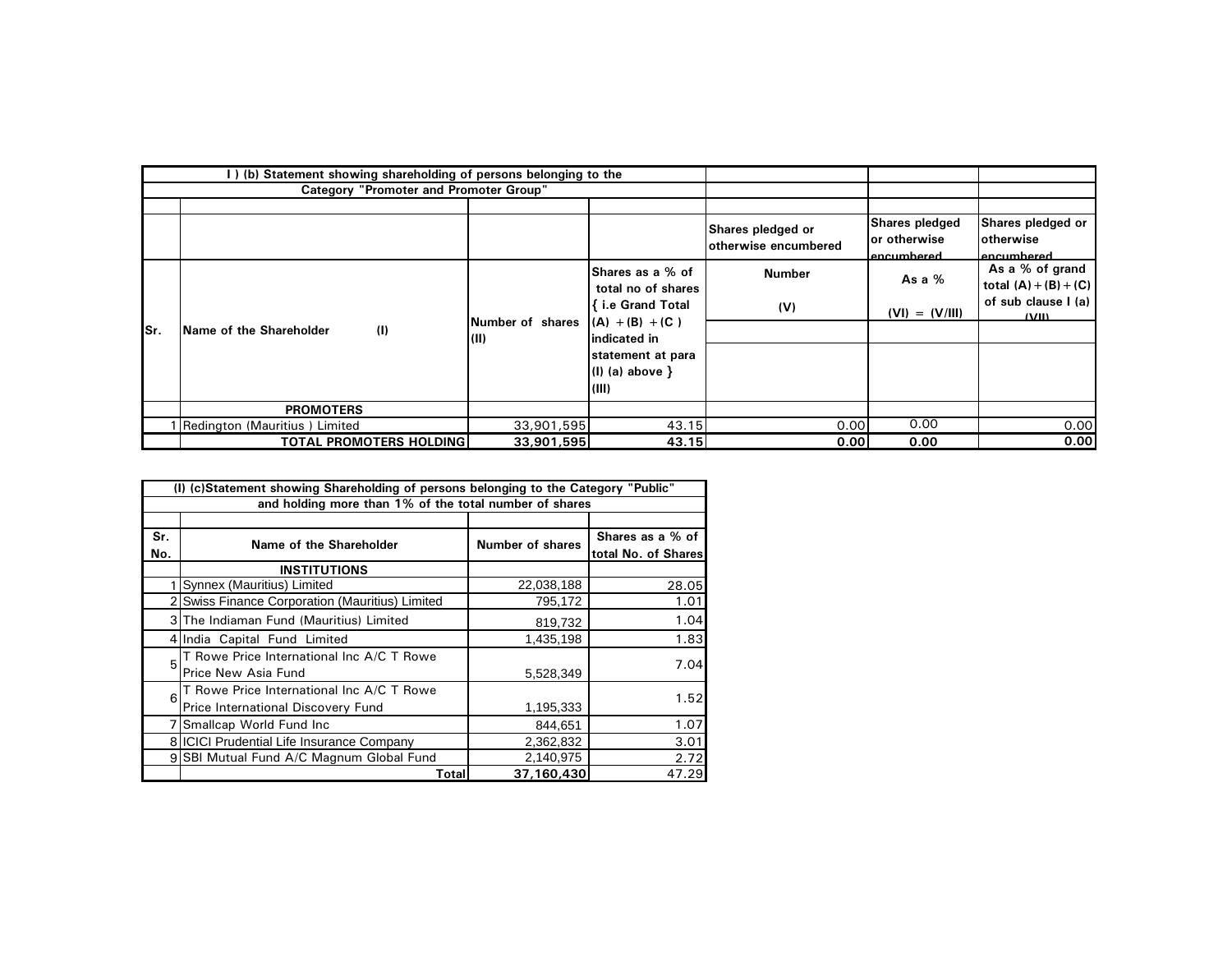| | | | | | | |
|---|---|---|---|---|---|---|
| I ) (b) Statement showing shareholding of persons belonging to the Category "Promoter and Promoter Group" | | | | | | |
| | | | | Shares pledged or otherwise encumbered | Shares pledged or otherwise encumbered | Shares pledged or otherwise encumbered |
| Sr. | Name of the Shareholder (I) | Number of shares (II) | Shares as a % of total no of shares { i.e Grand Total (A) + (B) + (C ) indicated in statement at para (I) (a) above } (III) | Number (V) | As a % (VI) = (V/III) | As a % of grand total (A) + (B) + (C) of sub clause I (a) (VII) |
| | **PROMOTERS** | | | | | |
| 1 | Redington (Mauritius ) Limited | 33,901,595 | 43.15 | 0.00 | 0.00 | 0.00 |
| | **TOTAL PROMOTERS HOLDING** | **33,901,595** | **43.15** | **0.00** | **0.00** | **0.00** |

| | | | |
|---|---|---|---|
| (I) (c)Statement showing Shareholding of persons belonging to the Category "Public" and holding more than 1% of the total number of shares | | | |
| Sr. No. | Name of the Shareholder | Number of shares | Shares as a % of total No. of Shares |
| | **INSTITUTIONS** | | |
| 1 | Synnex (Mauritius) Limited | 22,038,188 | 28.05 |
| 2 | Swiss Finance Corporation (Mauritius) Limited | 795,172 | 1.01 |
| 3 | The Indiaman Fund (Mauritius) Limited | 819,732 | 1.04 |
| 4 | India Capital Fund Limited | 1,435,198 | 1.83 |
| 5 | T Rowe Price International Inc A/C T Rowe Price New Asia Fund | 5,528,349 | 7.04 |
| 6 | T Rowe Price International Inc A/C T Rowe Price International Discovery Fund | 1,195,333 | 1.52 |
| 7 | Smallcap World Fund Inc | 844,651 | 1.07 |
| 8 | ICICI Prudential Life Insurance Company | 2,362,832 | 3.01 |
| 9 | SBI Mutual Fund A/C Magnum Global Fund | 2,140,975 | 2.72 |
| | **Total** | **37,160,430** | 47.29 |